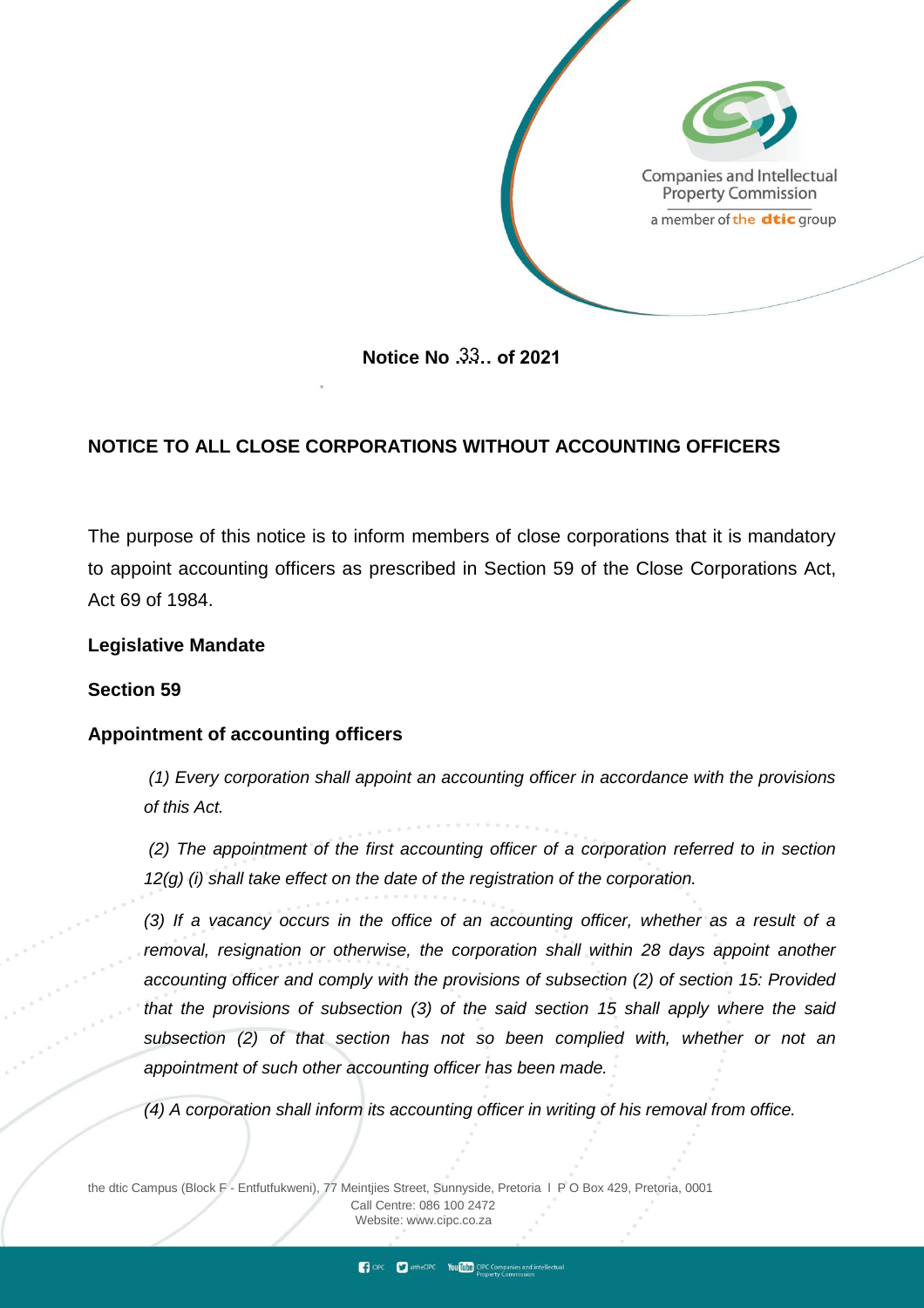Companies and Intellectual Property Commission
a member of the dtic group

**Notice No .33.. of 2021**

## NOTICE TO ALL CLOSE CORPORATIONS WITHOUT ACCOUNTING OFFICERS

The purpose of this notice is to inform members of close corporations that it is mandatory to appoint accounting officers as prescribed in Section 59 of the Close Corporations Act, Act 69 of 1984.

### Legislative Mandate

### Section 59

### Appointment of accounting officers

*(1) Every corporation shall appoint an accounting officer in accordance with the provisions of this Act.*

*(2) The appointment of the first accounting officer of a corporation referred to in section 12(g) (i) shall take effect on the date of the registration of the corporation.*

*(3) If a vacancy occurs in the office of an accounting officer, whether as a result of a removal, resignation or otherwise, the corporation shall within 28 days appoint another accounting officer and comply with the provisions of subsection (2) of section 15: Provided that the provisions of subsection (3) of the said section 15 shall apply where the said subsection (2) of that section has not so been complied with, whether or not an appointment of such other accounting officer has been made.*

*(4) A corporation shall inform its accounting officer in writing of his removal from office.*

the dtic Campus (Block F - Entfutfukweni), 77 Meintjies Street, Sunnyside, Pretoria I P O Box 429, Pretoria, 0001
Call Centre: 086 100 2472
Website: www.cipc.co.za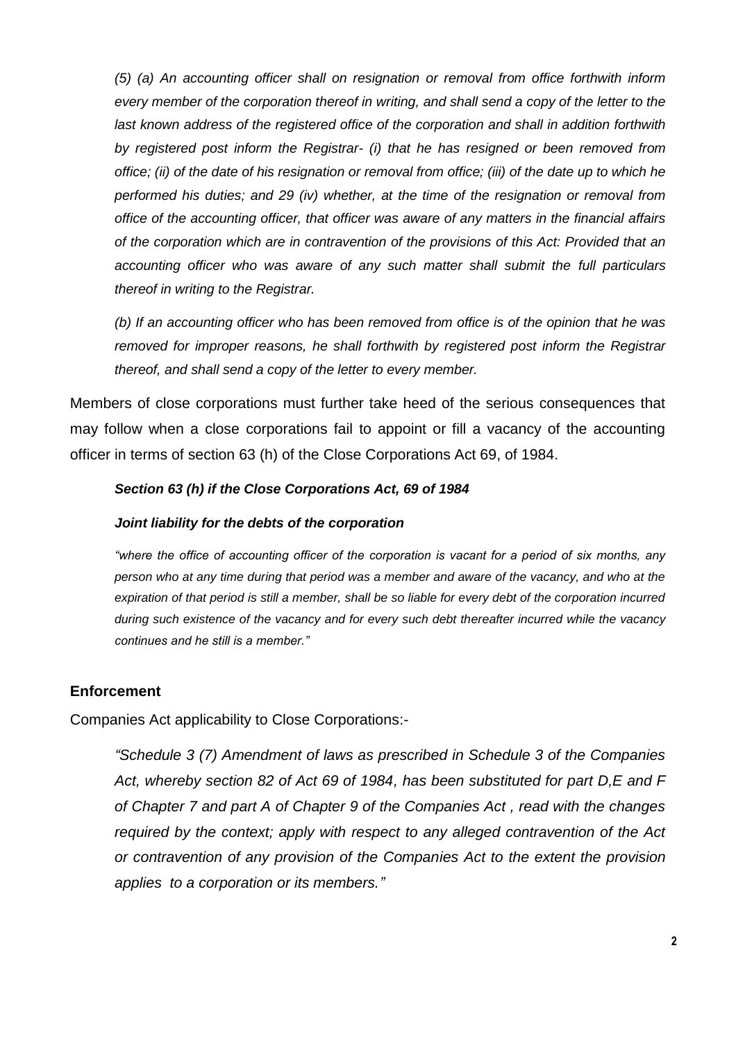*(5) (a) An accounting officer shall on resignation or removal from office forthwith inform every member of the corporation thereof in writing, and shall send a copy of the letter to the last known address of the registered office of the corporation and shall in addition forthwith by registered post inform the Registrar- (i) that he has resigned or been removed from office; (ii) of the date of his resignation or removal from office; (iii) of the date up to which he performed his duties; and 29 (iv) whether, at the time of the resignation or removal from office of the accounting officer, that officer was aware of any matters in the financial affairs of the corporation which are in contravention of the provisions of this Act: Provided that an accounting officer who was aware of any such matter shall submit the full particulars thereof in writing to the Registrar.*

*(b) If an accounting officer who has been removed from office is of the opinion that he was removed for improper reasons, he shall forthwith by registered post inform the Registrar thereof, and shall send a copy of the letter to every member.*

Members of close corporations must further take heed of the serious consequences that may follow when a close corporations fail to appoint or fill a vacancy of the accounting officer in terms of section 63 (h) of the Close Corporations Act 69, of 1984.

***Section 63 (h) if the Close Corporations Act, 69 of 1984***

***Joint liability for the debts of the corporation***

*"where the office of accounting officer of the corporation is vacant for a period of six months, any person who at any time during that period was a member and aware of the vacancy, and who at the expiration of that period is still a member, shall be so liable for every debt of the corporation incurred during such existence of the vacancy and for every such debt thereafter incurred while the vacancy continues and he still is a member."*

### Enforcement

Companies Act applicability to Close Corporations:-

*"Schedule 3 (7) Amendment of laws as prescribed in Schedule 3 of the Companies Act, whereby section 82 of Act 69 of 1984, has been substituted for part D,E and F of Chapter 7 and part A of Chapter 9 of the Companies Act , read with the changes required by the context; apply with respect to any alleged contravention of the Act or contravention of any provision of the Companies Act to the extent the provision applies to a corporation or its members."*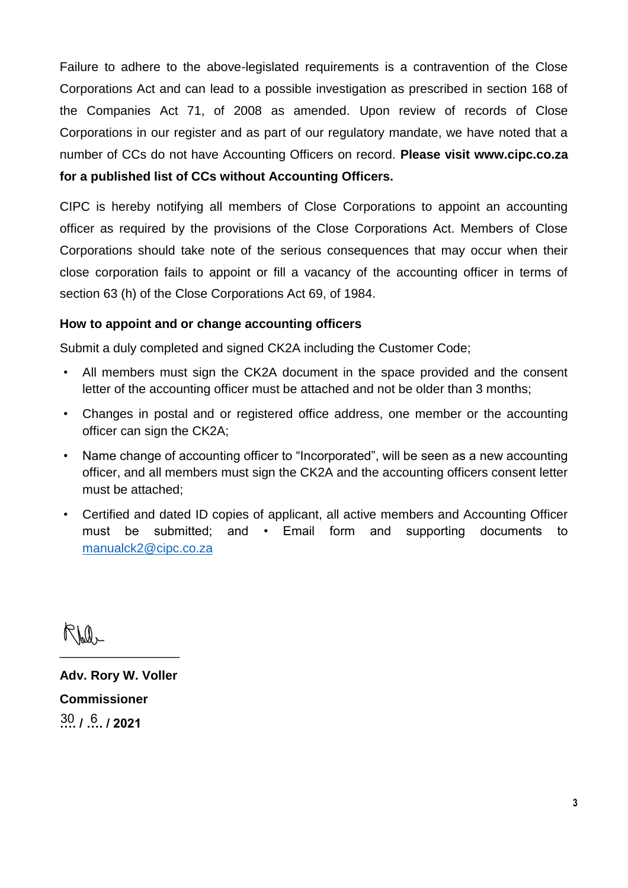Failure to adhere to the above-legislated requirements is a contravention of the Close Corporations Act and can lead to a possible investigation as prescribed in section 168 of the Companies Act 71, of 2008 as amended. Upon review of records of Close Corporations in our register and as part of our regulatory mandate, we have noted that a number of CCs do not have Accounting Officers on record. **Please visit www.cipc.co.za for a published list of CCs without Accounting Officers.**

CIPC is hereby notifying all members of Close Corporations to appoint an accounting officer as required by the provisions of the Close Corporations Act. Members of Close Corporations should take note of the serious consequences that may occur when their close corporation fails to appoint or fill a vacancy of the accounting officer in terms of section 63 (h) of the Close Corporations Act 69, of 1984.

**How to appoint and or change accounting officers**

Submit a duly completed and signed CK2A including the Customer Code;

- All members must sign the CK2A document in the space provided and the consent letter of the accounting officer must be attached and not be older than 3 months;
- Changes in postal and or registered office address, one member or the accounting officer can sign the CK2A;
- Name change of accounting officer to "Incorporated", will be seen as a new accounting officer, and all members must sign the CK2A and the accounting officers consent letter must be attached;
- Certified and dated ID copies of applicant, all active members and Accounting Officer must be submitted; and • Email form and supporting documents to manualck2@cipc.co.za

\_\_\_\_\_\_\_\_\_\_\_\_\_\_\_\_\_\_

**Adv. Rory W. Voller**

**Commissioner**

30 / 6 / **2021**